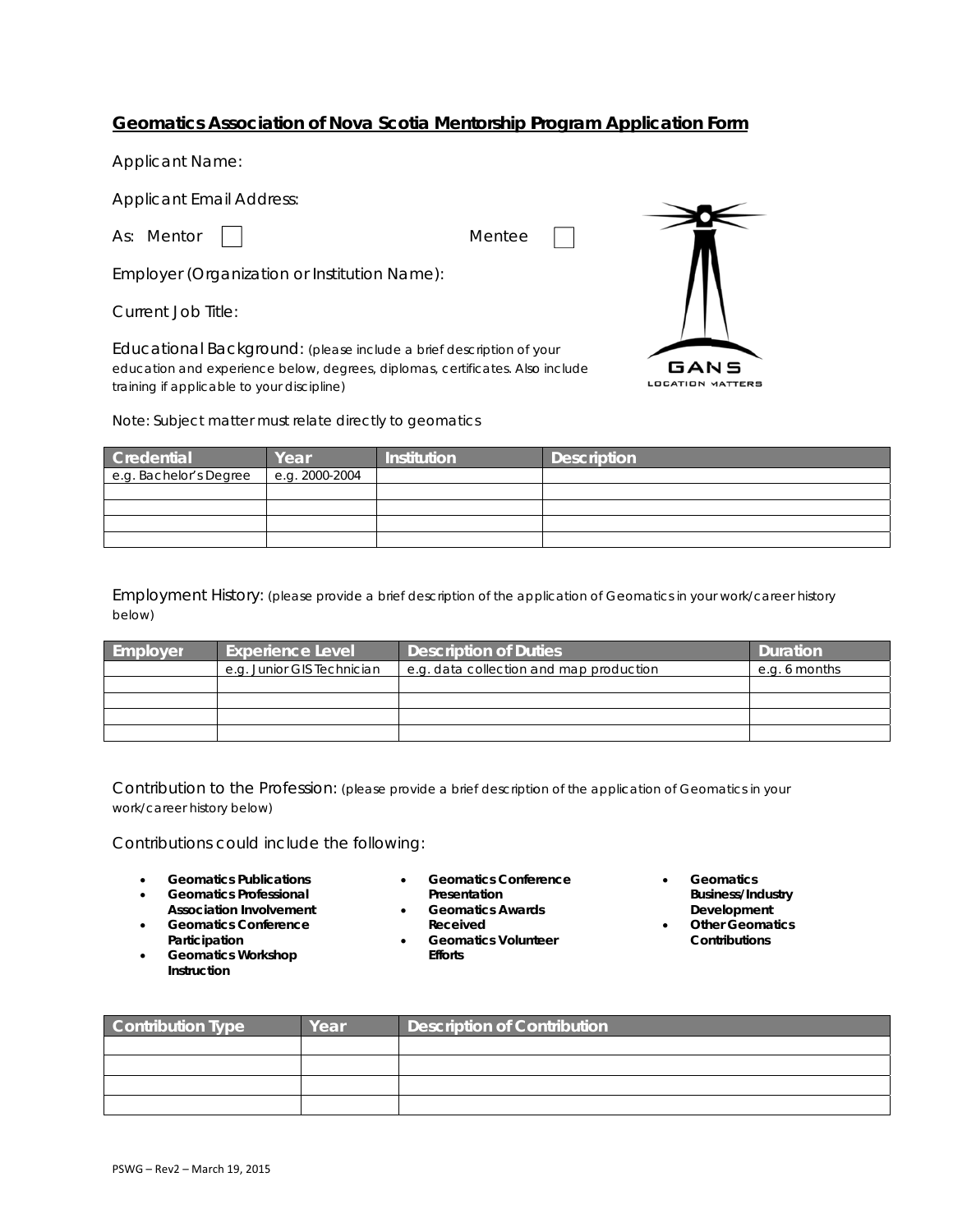# Geomatics Association of Nova Scotia Mentorship Program Application Form

Applicant Name:

Applicant Email Address:

As: Mentor ☐ Mentee ☐

Employer (Organization or Institution Name):

Current Job Title:

Educational Background: (please include a brief description of your education and experience below, degrees, diplomas, certificates. Also include training if applicable to your discipline)

GANS
LOCATION MATTERS

Note: Subject matter must relate directly to geomatics

| Credential | Year | Institution | Description |
|---|---|---|---|
| e.g. Bachelor's Degree | e.g. 2000-2004 | | |
| | | | |
| | | | |
| | | | |
| | | | |

Employment History: (please provide a brief description of the application of Geomatics in your work/career history below)

| Employer | Experience Level | Description of Duties | Duration |
|---|---|---|---|
| | e.g. Junior GIS Technician | e.g. data collection and map production | e.g. 6 months |
| | | | |
| | | | |
| | | | |
| | | | |

Contribution to the Profession: (please provide a brief description of the application of Geomatics in your work/career history below)

Contributions could include the following:

- **Geomatics Publications**
- **Geomatics Professional Association Involvement**
- **Geomatics Conference Participation**
- **Geomatics Workshop Instruction**
- **Geomatics Conference Presentation**
- **Geomatics Awards Received**
- **Geomatics Volunteer Efforts**
- **Geomatics Business/Industry Development**
- **Other Geomatics Contributions**

| Contribution Type | Year | Description of Contribution |
|---|---|---|
| | | |
| | | |
| | | |
| | | |

PSWG – Rev2 – March 19, 2015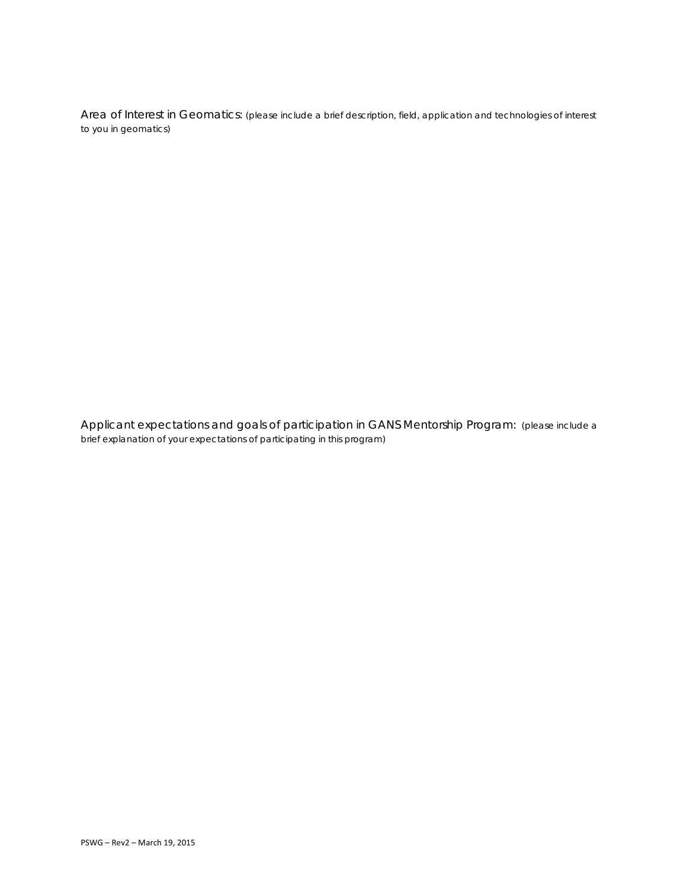Area of Interest in Geomatics: (please include a brief description, field, application and technologies of interest to you in geomatics)

Applicant expectations and goals of participation in GANS Mentorship Program: (please include a brief explanation of your expectations of participating in this program)